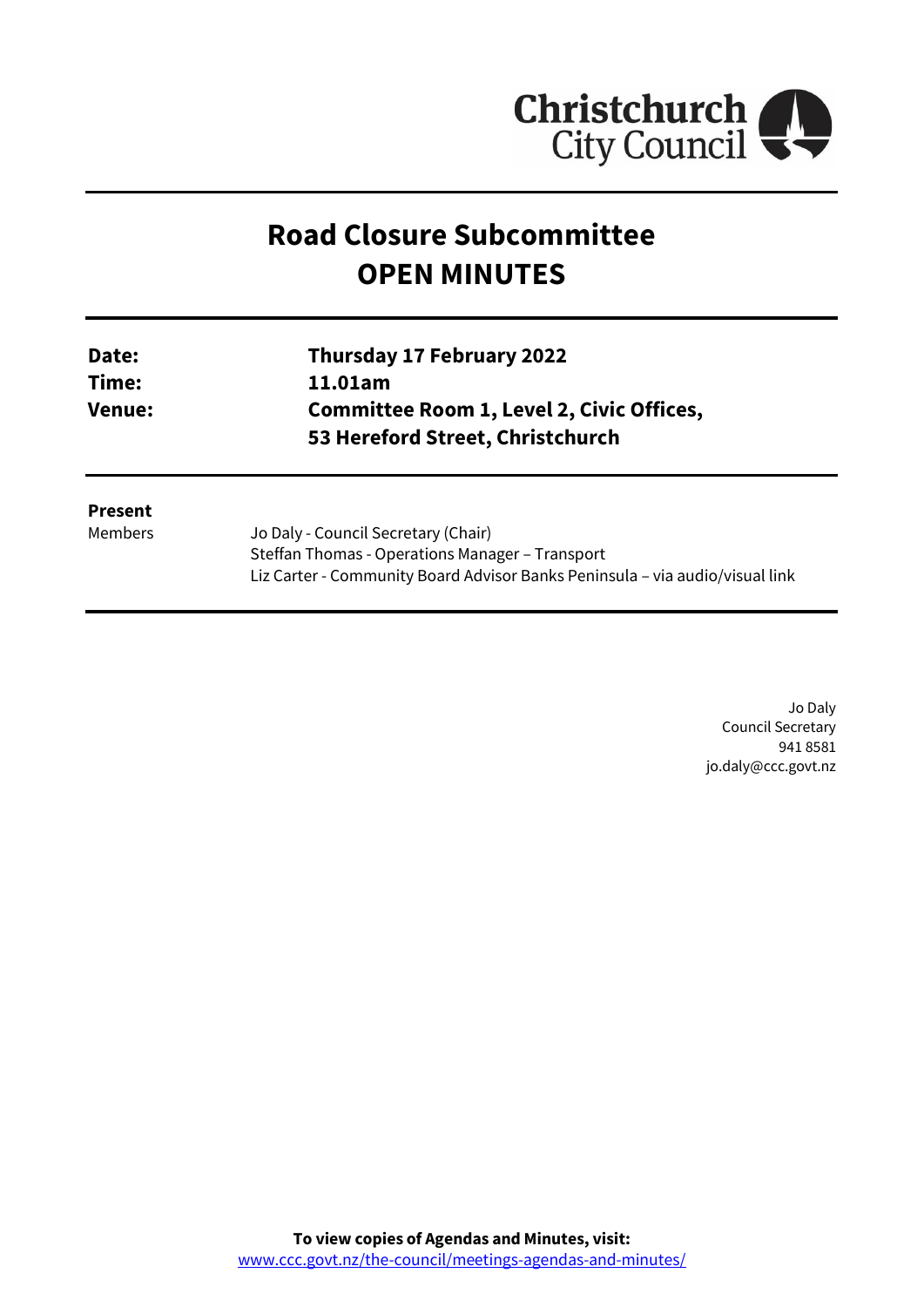# Road Closure Subcommittee
# OPEN MINUTES

| | |
|---|---|
| **Date:** | **Thursday 17 February 2022** |
| **Time:** | **11.01am** |
| **Venue:** | **Committee Room 1, Level 2, Civic Offices, 53 Hereford Street, Christchurch** |

**Present**

| | |
|---|---|
| Members | Jo Daly - Council Secretary (Chair) |
| | Steffan Thomas - Operations Manager – Transport |
| | Liz Carter - Community Board Advisor Banks Peninsula – via audio/visual link |

Jo Daly
Council Secretary
941 8581
jo.daly@ccc.govt.nz

**To view copies of Agendas and Minutes, visit:**
www.ccc.govt.nz/the-council/meetings-agendas-and-minutes/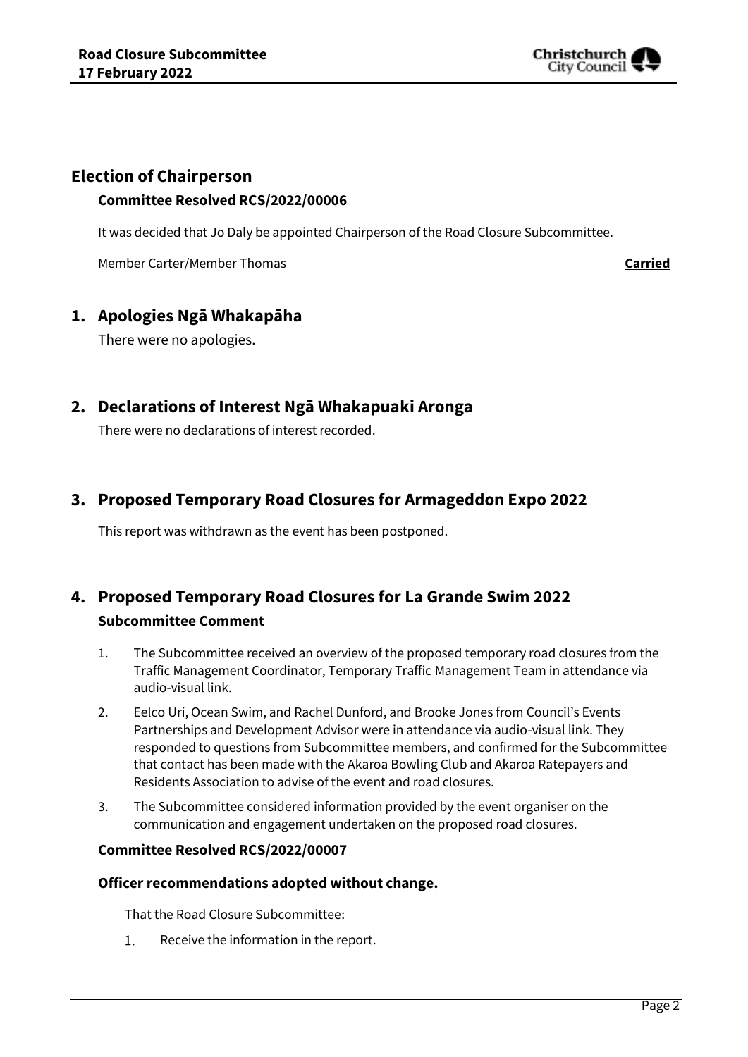## Election of Chairperson

**Committee Resolved RCS/2022/00006**

It was decided that Jo Daly be appointed Chairperson of the Road Closure Subcommittee.

Member Carter/Member Thomas **Carried**

## 1. Apologies Ngā Whakapāha

There were no apologies.

## 2. Declarations of Interest Ngā Whakapuaki Aronga

There were no declarations of interest recorded.

## 3. Proposed Temporary Road Closures for Armageddon Expo 2022

This report was withdrawn as the event has been postponed.

## 4. Proposed Temporary Road Closures for La Grande Swim 2022

**Subcommittee Comment**

1. The Subcommittee received an overview of the proposed temporary road closures from the Traffic Management Coordinator, Temporary Traffic Management Team in attendance via audio-visual link.
2. Eelco Uri, Ocean Swim, and Rachel Dunford, and Brooke Jones from Council's Events Partnerships and Development Advisor were in attendance via audio-visual link. They responded to questions from Subcommittee members, and confirmed for the Subcommittee that contact has been made with the Akaroa Bowling Club and Akaroa Ratepayers and Residents Association to advise of the event and road closures.
3. The Subcommittee considered information provided by the event organiser on the communication and engagement undertaken on the proposed road closures.

**Committee Resolved RCS/2022/00007**

**Officer recommendations adopted without change.**

That the Road Closure Subcommittee:

1. Receive the information in the report.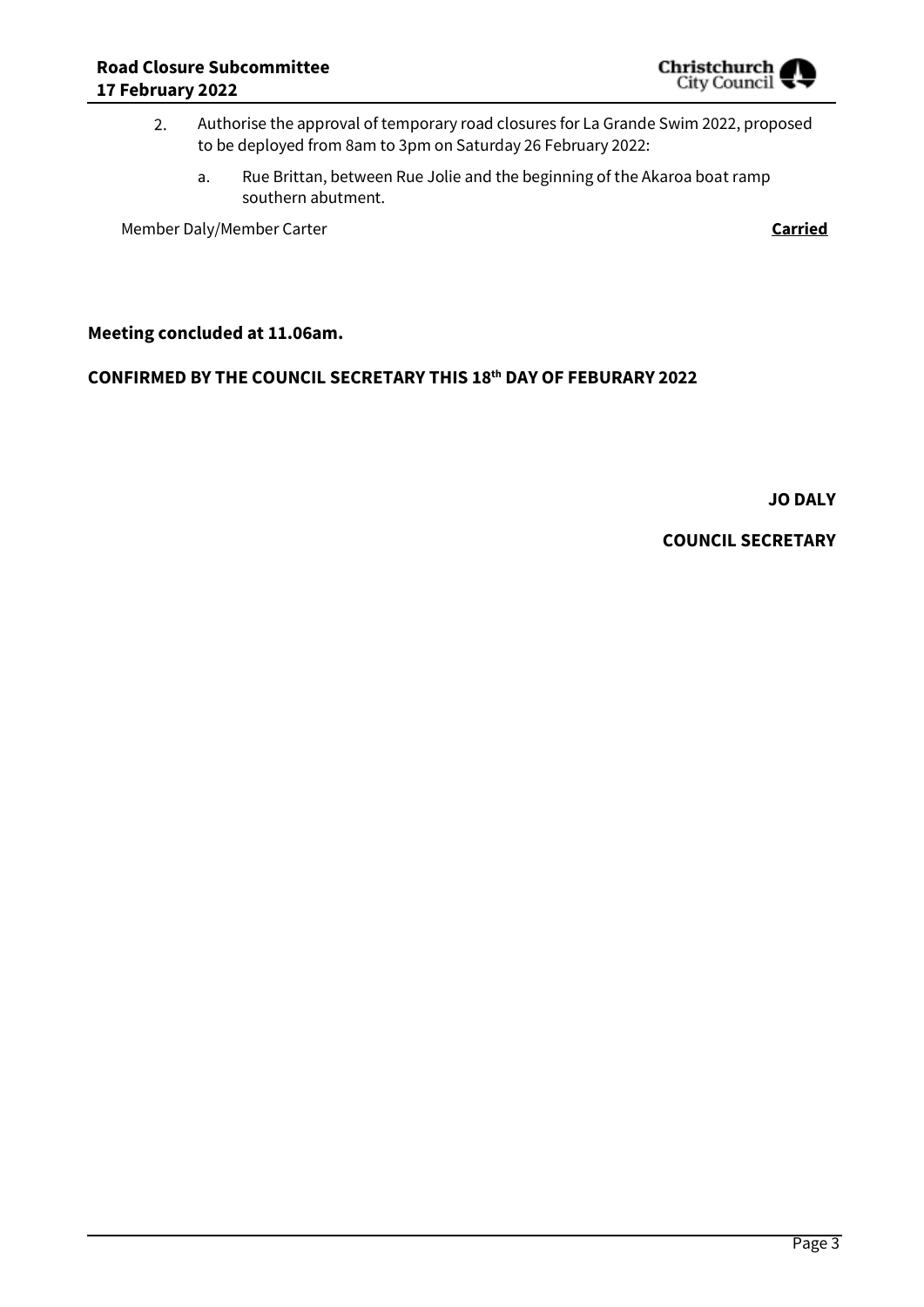2. Authorise the approval of temporary road closures for La Grande Swim 2022, proposed to be deployed from 8am to 3pm on Saturday 26 February 2022:

   a. Rue Brittan, between Rue Jolie and the beginning of the Akaroa boat ramp southern abutment.

Member Daly/Member Carter **Carried**

**Meeting concluded at 11.06am.**

**CONFIRMED BY THE COUNCIL SECRETARY THIS 18th DAY OF FEBURARY 2022**

**JO DALY**

**COUNCIL SECRETARY**